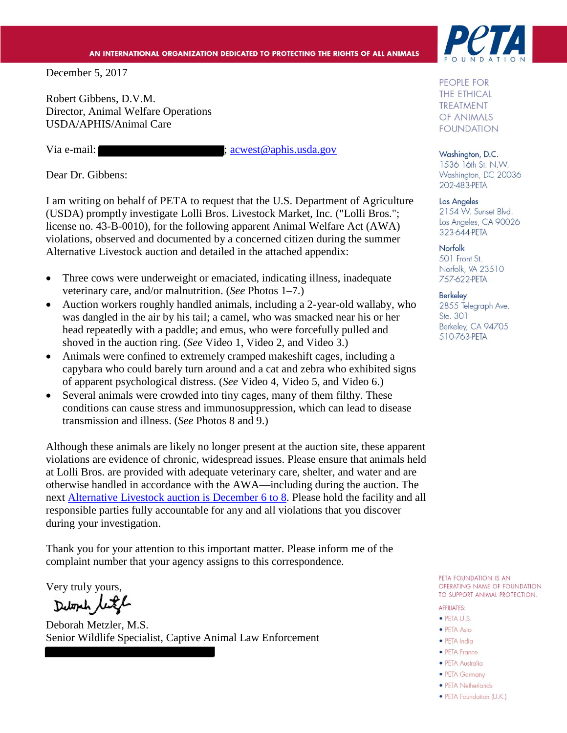AN INTERNATIONAL ORGANIZATION DEDICATED TO PROTECTING THE RIGHTS OF ALL ANIMALS

PeTA FOUNDATION

PEOPLE FOR THE ETHICAL TREATMENT OF ANIMALS FOUNDATION

Washington, D.C.
1536 16th St. N.W.
Washington, DC 20036
202-483-PETA

Los Angeles
2154 W. Sunset Blvd.
Los Angeles, CA 90026
323-644-PETA

Norfolk
501 Front St.
Norfolk, VA 23510
757-622-PETA

Berkeley
2855 Telegraph Ave.
Ste. 301
Berkeley, CA 94705
510-763-PETA

December 5, 2017

Robert Gibbens, D.V.M.
Director, Animal Welfare Operations
USDA/APHIS/Animal Care

Via e-mail: [redacted]; acwest@aphis.usda.gov

Dear Dr. Gibbens:

I am writing on behalf of PETA to request that the U.S. Department of Agriculture (USDA) promptly investigate Lolli Bros. Livestock Market, Inc. ("Lolli Bros."; license no. 43-B-0010), for the following apparent Animal Welfare Act (AWA) violations, observed and documented by a concerned citizen during the summer Alternative Livestock auction and detailed in the attached appendix:

- Three cows were underweight or emaciated, indicating illness, inadequate veterinary care, and/or malnutrition. (*See* Photos 1–7.)
- Auction workers roughly handled animals, including a 2-year-old wallaby, who was dangled in the air by his tail; a camel, who was smacked near his or her head repeatedly with a paddle; and emus, who were forcefully pulled and shoved in the auction ring. (*See* Video 1, Video 2, and Video 3.)
- Animals were confined to extremely cramped makeshift cages, including a capybara who could barely turn around and a cat and zebra who exhibited signs of apparent psychological distress. (*See* Video 4, Video 5, and Video 6.)
- Several animals were crowded into tiny cages, many of them filthy. These conditions can cause stress and immunosuppression, which can lead to disease transmission and illness. (*See* Photos 8 and 9.)

Although these animals are likely no longer present at the auction site, these apparent violations are evidence of chronic, widespread issues. Please ensure that animals held at Lolli Bros. are provided with adequate veterinary care, shelter, and water and are otherwise handled in accordance with the AWA—including during the auction. The next Alternative Livestock auction is December 6 to 8. Please hold the facility and all responsible parties fully accountable for any and all violations that you discover during your investigation.

Thank you for your attention to this important matter. Please inform me of the complaint number that your agency assigns to this correspondence.

Very truly yours,

Deborah Metzler

Deborah Metzler, M.S.
Senior Wildlife Specialist, Captive Animal Law Enforcement
[redacted]

PETA FOUNDATION IS AN OPERATING NAME OF FOUNDATION TO SUPPORT ANIMAL PROTECTION.

AFFILIATES:
- PETA U.S.
- PETA Asia
- PETA India
- PETA France
- PETA Australia
- PETA Germany
- PETA Netherlands
- PETA Foundation (U.K.)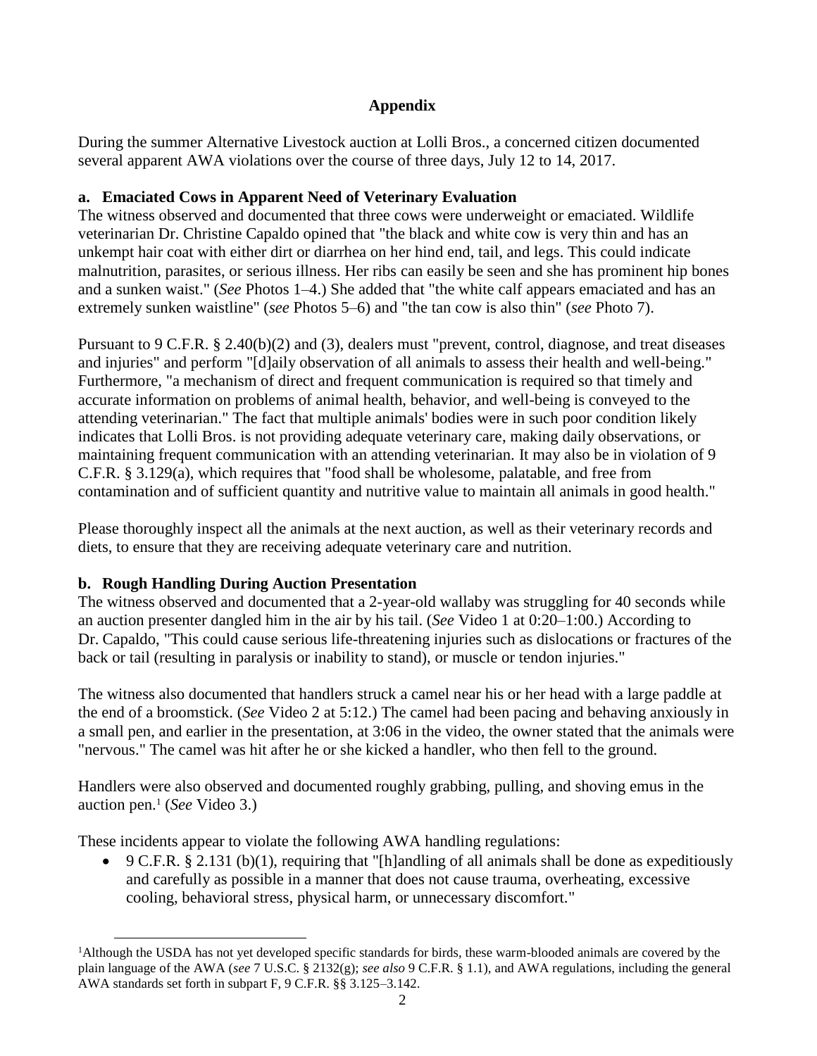## Appendix

During the summer Alternative Livestock auction at Lolli Bros., a concerned citizen documented several apparent AWA violations over the course of three days, July 12 to 14, 2017.

### a. Emaciated Cows in Apparent Need of Veterinary Evaluation

The witness observed and documented that three cows were underweight or emaciated. Wildlife veterinarian Dr. Christine Capaldo opined that "the black and white cow is very thin and has an unkempt hair coat with either dirt or diarrhea on her hind end, tail, and legs. This could indicate malnutrition, parasites, or serious illness. Her ribs can easily be seen and she has prominent hip bones and a sunken waist." (*See* Photos 1–4.) She added that "the white calf appears emaciated and has an extremely sunken waistline" (*see* Photos 5–6) and "the tan cow is also thin" (*see* Photo 7).

Pursuant to 9 C.F.R. § 2.40(b)(2) and (3), dealers must "prevent, control, diagnose, and treat diseases and injuries" and perform "[d]aily observation of all animals to assess their health and well-being." Furthermore, "a mechanism of direct and frequent communication is required so that timely and accurate information on problems of animal health, behavior, and well-being is conveyed to the attending veterinarian." The fact that multiple animals' bodies were in such poor condition likely indicates that Lolli Bros. is not providing adequate veterinary care, making daily observations, or maintaining frequent communication with an attending veterinarian. It may also be in violation of 9 C.F.R. § 3.129(a), which requires that "food shall be wholesome, palatable, and free from contamination and of sufficient quantity and nutritive value to maintain all animals in good health."

Please thoroughly inspect all the animals at the next auction, as well as their veterinary records and diets, to ensure that they are receiving adequate veterinary care and nutrition.

### b. Rough Handling During Auction Presentation

The witness observed and documented that a 2-year-old wallaby was struggling for 40 seconds while an auction presenter dangled him in the air by his tail. (*See* Video 1 at 0:20–1:00.) According to Dr. Capaldo, "This could cause serious life-threatening injuries such as dislocations or fractures of the back or tail (resulting in paralysis or inability to stand), or muscle or tendon injuries."

The witness also documented that handlers struck a camel near his or her head with a large paddle at the end of a broomstick. (*See* Video 2 at 5:12.) The camel had been pacing and behaving anxiously in a small pen, and earlier in the presentation, at 3:06 in the video, the owner stated that the animals were "nervous." The camel was hit after he or she kicked a handler, who then fell to the ground.

Handlers were also observed and documented roughly grabbing, pulling, and shoving emus in the auction pen.[1] (*See* Video 3.)

These incidents appear to violate the following AWA handling regulations:

- 9 C.F.R. § 2.131 (b)(1), requiring that "[h]andling of all animals shall be done as expeditiously and carefully as possible in a manner that does not cause trauma, overheating, excessive cooling, behavioral stress, physical harm, or unnecessary discomfort."

---

[1] Although the USDA has not yet developed specific standards for birds, these warm-blooded animals are covered by the plain language of the AWA (*see* 7 U.S.C. § 2132(g); *see also* 9 C.F.R. § 1.1), and AWA regulations, including the general AWA standards set forth in subpart F, 9 C.F.R. §§ 3.125–3.142.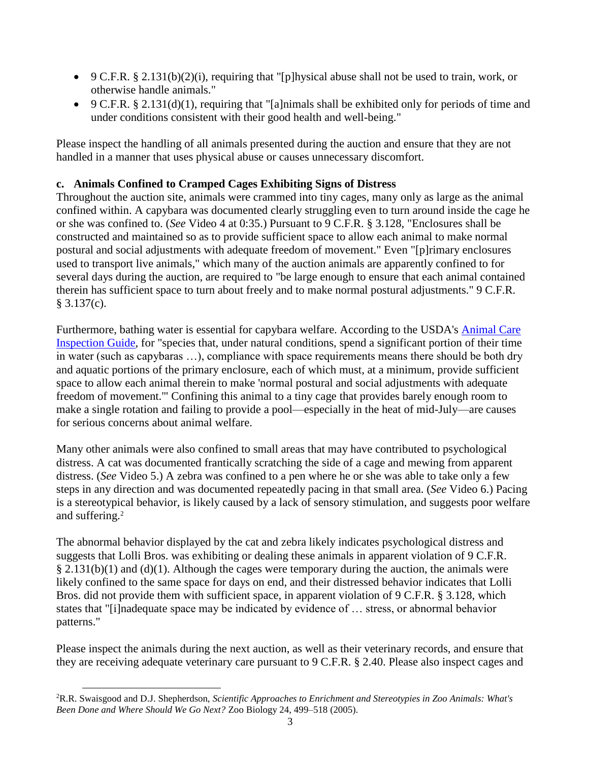- 9 C.F.R. § 2.131(b)(2)(i), requiring that "[p]hysical abuse shall not be used to train, work, or otherwise handle animals."
- 9 C.F.R. § 2.131(d)(1), requiring that "[a]nimals shall be exhibited only for periods of time and under conditions consistent with their good health and well-being."

Please inspect the handling of all animals presented during the auction and ensure that they are not handled in a manner that uses physical abuse or causes unnecessary discomfort.

### c. Animals Confined to Cramped Cages Exhibiting Signs of Distress

Throughout the auction site, animals were crammed into tiny cages, many only as large as the animal confined within. A capybara was documented clearly struggling even to turn around inside the cage he or she was confined to. (*See* Video 4 at 0:35.) Pursuant to 9 C.F.R. § 3.128, "Enclosures shall be constructed and maintained so as to provide sufficient space to allow each animal to make normal postural and social adjustments with adequate freedom of movement." Even "[p]rimary enclosures used to transport live animals," which many of the auction animals are apparently confined to for several days during the auction, are required to "be large enough to ensure that each animal contained therein has sufficient space to turn about freely and to make normal postural adjustments." 9 C.F.R. § 3.137(c).

Furthermore, bathing water is essential for capybara welfare. According to the USDA's Animal Care Inspection Guide, for "species that, under natural conditions, spend a significant portion of their time in water (such as capybaras …), compliance with space requirements means there should be both dry and aquatic portions of the primary enclosure, each of which must, at a minimum, provide sufficient space to allow each animal therein to make 'normal postural and social adjustments with adequate freedom of movement.'" Confining this animal to a tiny cage that provides barely enough room to make a single rotation and failing to provide a pool—especially in the heat of mid-July—are causes for serious concerns about animal welfare.

Many other animals were also confined to small areas that may have contributed to psychological distress. A cat was documented frantically scratching the side of a cage and mewing from apparent distress. (*See* Video 5.) A zebra was confined to a pen where he or she was able to take only a few steps in any direction and was documented repeatedly pacing in that small area. (*See* Video 6.) Pacing is a stereotypical behavior, is likely caused by a lack of sensory stimulation, and suggests poor welfare and suffering.[2]

The abnormal behavior displayed by the cat and zebra likely indicates psychological distress and suggests that Lolli Bros. was exhibiting or dealing these animals in apparent violation of 9 C.F.R. § 2.131(b)(1) and (d)(1). Although the cages were temporary during the auction, the animals were likely confined to the same space for days on end, and their distressed behavior indicates that Lolli Bros. did not provide them with sufficient space, in apparent violation of 9 C.F.R. § 3.128, which states that "[i]nadequate space may be indicated by evidence of … stress, or abnormal behavior patterns."

Please inspect the animals during the next auction, as well as their veterinary records, and ensure that they are receiving adequate veterinary care pursuant to 9 C.F.R. § 2.40. Please also inspect cages and

---

[2] R.R. Swaisgood and D.J. Shepherdson, *Scientific Approaches to Enrichment and Stereotypies in Zoo Animals: What's Been Done and Where Should We Go Next?* Zoo Biology 24, 499–518 (2005).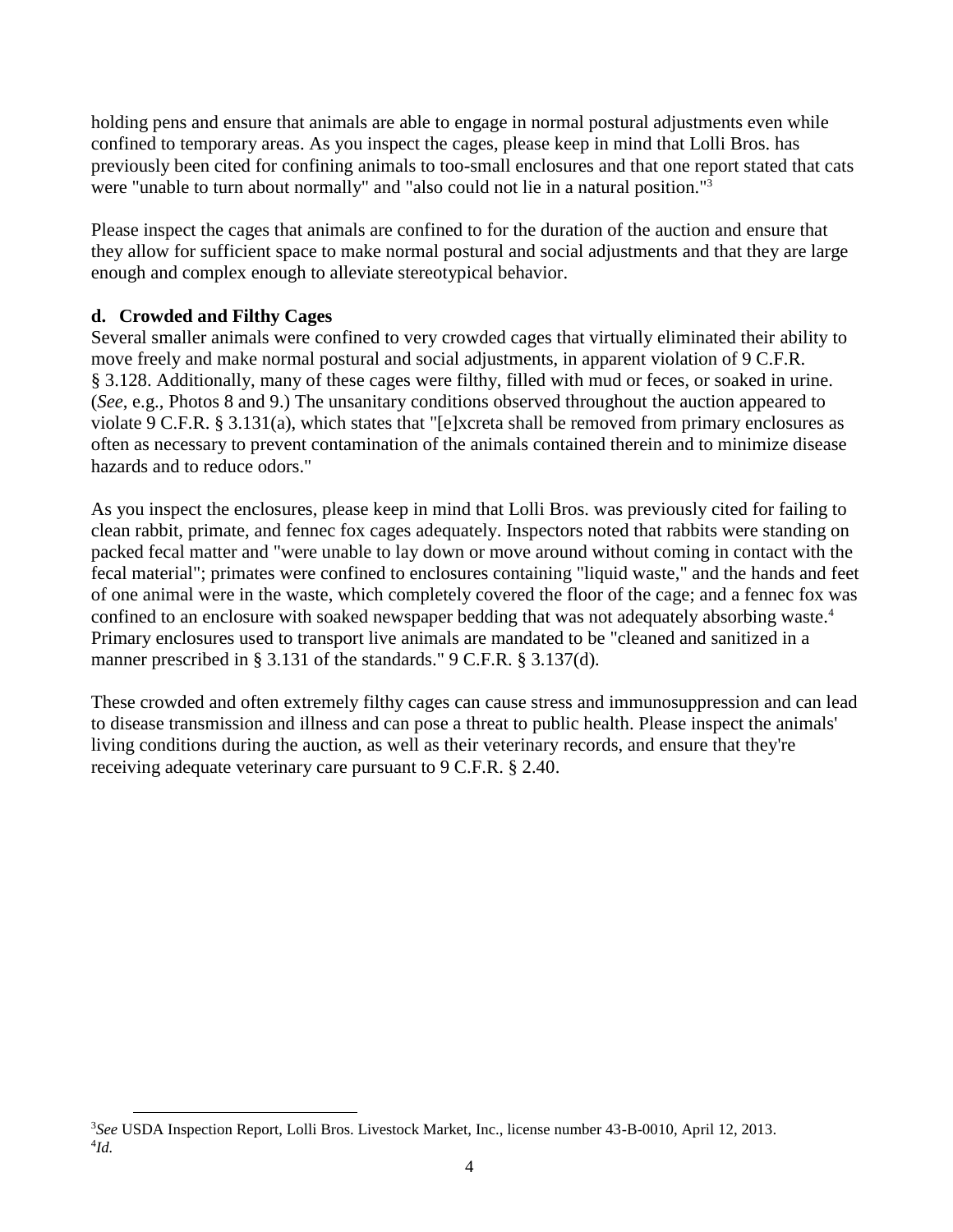holding pens and ensure that animals are able to engage in normal postural adjustments even while confined to temporary areas. As you inspect the cages, please keep in mind that Lolli Bros. has previously been cited for confining animals to too-small enclosures and that one report stated that cats were "unable to turn about normally" and "also could not lie in a natural position."[3]

Please inspect the cages that animals are confined to for the duration of the auction and ensure that they allow for sufficient space to make normal postural and social adjustments and that they are large enough and complex enough to alleviate stereotypical behavior.

**d. Crowded and Filthy Cages**

Several smaller animals were confined to very crowded cages that virtually eliminated their ability to move freely and make normal postural and social adjustments, in apparent violation of 9 C.F.R. § 3.128. Additionally, many of these cages were filthy, filled with mud or feces, or soaked in urine. (*See*, e.g., Photos 8 and 9.) The unsanitary conditions observed throughout the auction appeared to violate 9 C.F.R. § 3.131(a), which states that "[e]xcreta shall be removed from primary enclosures as often as necessary to prevent contamination of the animals contained therein and to minimize disease hazards and to reduce odors."

As you inspect the enclosures, please keep in mind that Lolli Bros. was previously cited for failing to clean rabbit, primate, and fennec fox cages adequately. Inspectors noted that rabbits were standing on packed fecal matter and "were unable to lay down or move around without coming in contact with the fecal material"; primates were confined to enclosures containing "liquid waste," and the hands and feet of one animal were in the waste, which completely covered the floor of the cage; and a fennec fox was confined to an enclosure with soaked newspaper bedding that was not adequately absorbing waste.[4] Primary enclosures used to transport live animals are mandated to be "cleaned and sanitized in a manner prescribed in § 3.131 of the standards." 9 C.F.R. § 3.137(d).

These crowded and often extremely filthy cages can cause stress and immunosuppression and can lead to disease transmission and illness and can pose a threat to public health. Please inspect the animals' living conditions during the auction, as well as their veterinary records, and ensure that they're receiving adequate veterinary care pursuant to 9 C.F.R. § 2.40.

---

[3] *See* USDA Inspection Report, Lolli Bros. Livestock Market, Inc., license number 43-B-0010, April 12, 2013.

[4] *Id.*